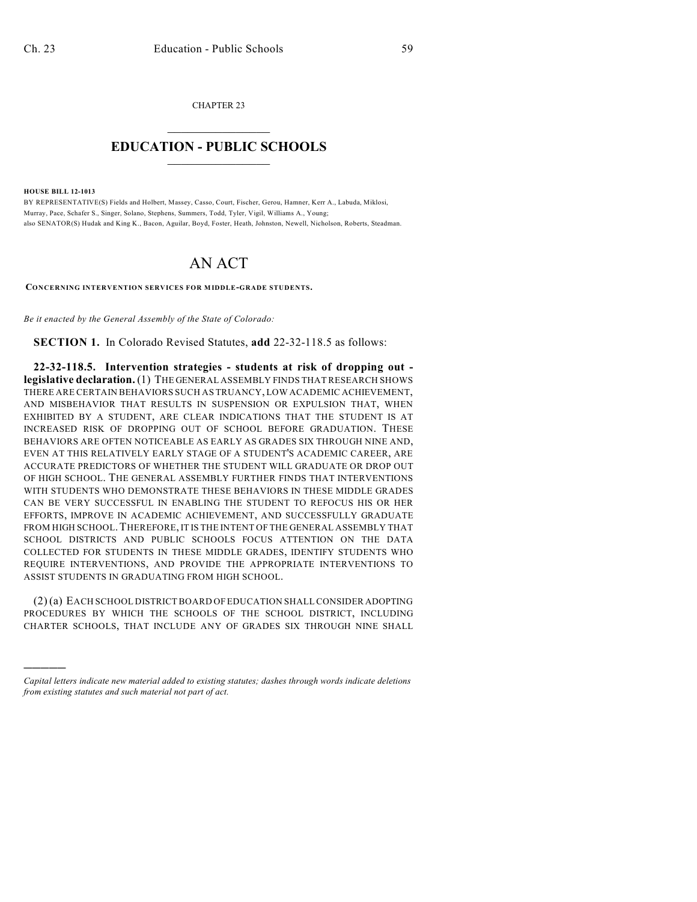CHAPTER 23

# EDUCATION - PUBLIC SCHOOLS

**HOUSE BILL 12-1013**

BY REPRESENTATIVE(S) Fields and Holbert, Massey, Casso, Court, Fischer, Gerou, Hamner, Kerr A., Labuda, Miklosi, Murray, Pace, Schafer S., Singer, Solano, Stephens, Summers, Todd, Tyler, Vigil, Williams A., Young;
also SENATOR(S) Hudak and King K., Bacon, Aguilar, Boyd, Foster, Heath, Johnston, Newell, Nicholson, Roberts, Steadman.

# AN ACT

CONCERNING INTERVENTION SERVICES FOR MIDDLE-GRADE STUDENTS.

*Be it enacted by the General Assembly of the State of Colorado:*

**SECTION 1.** In Colorado Revised Statutes, **add** 22-32-118.5 as follows:

**22-32-118.5. Intervention strategies - students at risk of dropping out - legislative declaration.** (1) THE GENERAL ASSEMBLY FINDS THAT RESEARCH SHOWS THERE ARE CERTAIN BEHAVIORS SUCH AS TRUANCY, LOW ACADEMIC ACHIEVEMENT, AND MISBEHAVIOR THAT RESULTS IN SUSPENSION OR EXPULSION THAT, WHEN EXHIBITED BY A STUDENT, ARE CLEAR INDICATIONS THAT THE STUDENT IS AT INCREASED RISK OF DROPPING OUT OF SCHOOL BEFORE GRADUATION. THESE BEHAVIORS ARE OFTEN NOTICEABLE AS EARLY AS GRADES SIX THROUGH NINE AND, EVEN AT THIS RELATIVELY EARLY STAGE OF A STUDENT'S ACADEMIC CAREER, ARE ACCURATE PREDICTORS OF WHETHER THE STUDENT WILL GRADUATE OR DROP OUT OF HIGH SCHOOL. THE GENERAL ASSEMBLY FURTHER FINDS THAT INTERVENTIONS WITH STUDENTS WHO DEMONSTRATE THESE BEHAVIORS IN THESE MIDDLE GRADES CAN BE VERY SUCCESSFUL IN ENABLING THE STUDENT TO REFOCUS HIS OR HER EFFORTS, IMPROVE IN ACADEMIC ACHIEVEMENT, AND SUCCESSFULLY GRADUATE FROM HIGH SCHOOL. THEREFORE, IT IS THE INTENT OF THE GENERAL ASSEMBLY THAT SCHOOL DISTRICTS AND PUBLIC SCHOOLS FOCUS ATTENTION ON THE DATA COLLECTED FOR STUDENTS IN THESE MIDDLE GRADES, IDENTIFY STUDENTS WHO REQUIRE INTERVENTIONS, AND PROVIDE THE APPROPRIATE INTERVENTIONS TO ASSIST STUDENTS IN GRADUATING FROM HIGH SCHOOL.

(2) (a) EACH SCHOOL DISTRICT BOARD OF EDUCATION SHALL CONSIDER ADOPTING PROCEDURES BY WHICH THE SCHOOLS OF THE SCHOOL DISTRICT, INCLUDING CHARTER SCHOOLS, THAT INCLUDE ANY OF GRADES SIX THROUGH NINE SHALL

---

*Capital letters indicate new material added to existing statutes; dashes through words indicate deletions from existing statutes and such material not part of act.*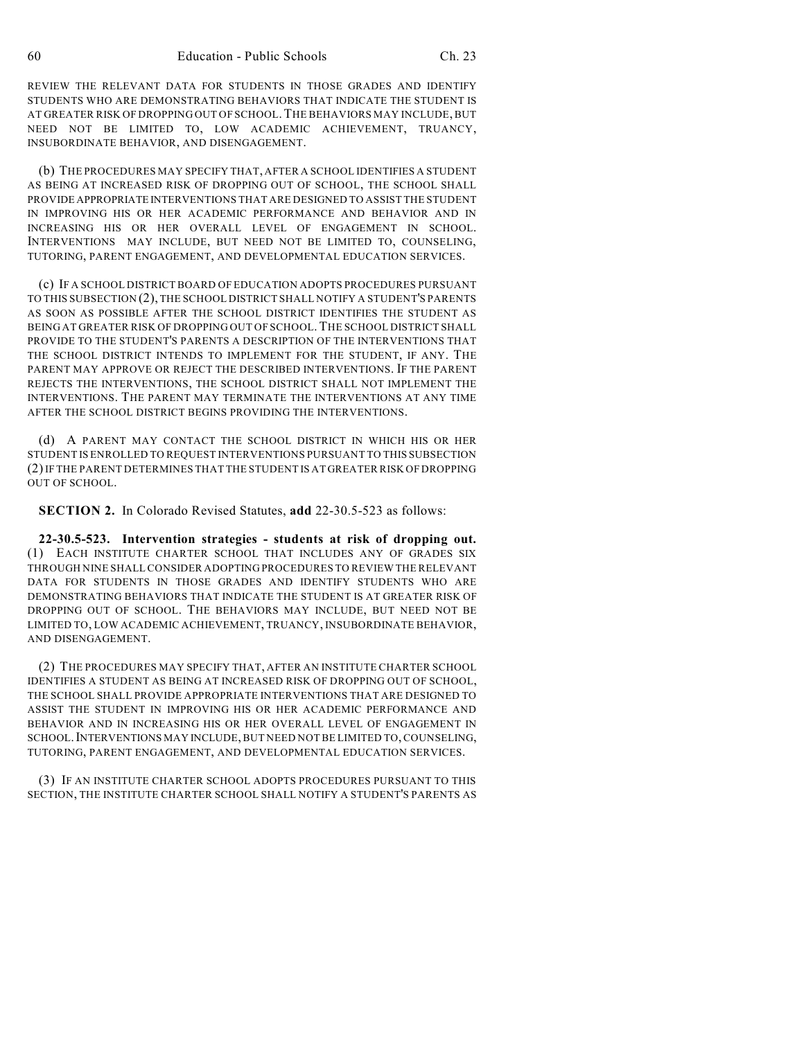REVIEW THE RELEVANT DATA FOR STUDENTS IN THOSE GRADES AND IDENTIFY STUDENTS WHO ARE DEMONSTRATING BEHAVIORS THAT INDICATE THE STUDENT IS AT GREATER RISK OF DROPPING OUT OF SCHOOL. THE BEHAVIORS MAY INCLUDE, BUT NEED NOT BE LIMITED TO, LOW ACADEMIC ACHIEVEMENT, TRUANCY, INSUBORDINATE BEHAVIOR, AND DISENGAGEMENT.

(b) THE PROCEDURES MAY SPECIFY THAT, AFTER A SCHOOL IDENTIFIES A STUDENT AS BEING AT INCREASED RISK OF DROPPING OUT OF SCHOOL, THE SCHOOL SHALL PROVIDE APPROPRIATE INTERVENTIONS THAT ARE DESIGNED TO ASSIST THE STUDENT IN IMPROVING HIS OR HER ACADEMIC PERFORMANCE AND BEHAVIOR AND IN INCREASING HIS OR HER OVERALL LEVEL OF ENGAGEMENT IN SCHOOL. INTERVENTIONS MAY INCLUDE, BUT NEED NOT BE LIMITED TO, COUNSELING, TUTORING, PARENT ENGAGEMENT, AND DEVELOPMENTAL EDUCATION SERVICES.

(c) IF A SCHOOL DISTRICT BOARD OF EDUCATION ADOPTS PROCEDURES PURSUANT TO THIS SUBSECTION (2), THE SCHOOL DISTRICT SHALL NOTIFY A STUDENT'S PARENTS AS SOON AS POSSIBLE AFTER THE SCHOOL DISTRICT IDENTIFIES THE STUDENT AS BEING AT GREATER RISK OF DROPPING OUT OF SCHOOL. THE SCHOOL DISTRICT SHALL PROVIDE TO THE STUDENT'S PARENTS A DESCRIPTION OF THE INTERVENTIONS THAT THE SCHOOL DISTRICT INTENDS TO IMPLEMENT FOR THE STUDENT, IF ANY. THE PARENT MAY APPROVE OR REJECT THE DESCRIBED INTERVENTIONS. IF THE PARENT REJECTS THE INTERVENTIONS, THE SCHOOL DISTRICT SHALL NOT IMPLEMENT THE INTERVENTIONS. THE PARENT MAY TERMINATE THE INTERVENTIONS AT ANY TIME AFTER THE SCHOOL DISTRICT BEGINS PROVIDING THE INTERVENTIONS.

(d) A PARENT MAY CONTACT THE SCHOOL DISTRICT IN WHICH HIS OR HER STUDENT IS ENROLLED TO REQUEST INTERVENTIONS PURSUANT TO THIS SUBSECTION (2) IF THE PARENT DETERMINES THAT THE STUDENT IS AT GREATER RISK OF DROPPING OUT OF SCHOOL.

**SECTION 2.** In Colorado Revised Statutes, **add** 22-30.5-523 as follows:

**22-30.5-523. Intervention strategies - students at risk of dropping out.** (1) EACH INSTITUTE CHARTER SCHOOL THAT INCLUDES ANY OF GRADES SIX THROUGH NINE SHALL CONSIDER ADOPTING PROCEDURES TO REVIEW THE RELEVANT DATA FOR STUDENTS IN THOSE GRADES AND IDENTIFY STUDENTS WHO ARE DEMONSTRATING BEHAVIORS THAT INDICATE THE STUDENT IS AT GREATER RISK OF DROPPING OUT OF SCHOOL. THE BEHAVIORS MAY INCLUDE, BUT NEED NOT BE LIMITED TO, LOW ACADEMIC ACHIEVEMENT, TRUANCY, INSUBORDINATE BEHAVIOR, AND DISENGAGEMENT.

(2) THE PROCEDURES MAY SPECIFY THAT, AFTER AN INSTITUTE CHARTER SCHOOL IDENTIFIES A STUDENT AS BEING AT INCREASED RISK OF DROPPING OUT OF SCHOOL, THE SCHOOL SHALL PROVIDE APPROPRIATE INTERVENTIONS THAT ARE DESIGNED TO ASSIST THE STUDENT IN IMPROVING HIS OR HER ACADEMIC PERFORMANCE AND BEHAVIOR AND IN INCREASING HIS OR HER OVERALL LEVEL OF ENGAGEMENT IN SCHOOL. INTERVENTIONS MAY INCLUDE, BUT NEED NOT BE LIMITED TO, COUNSELING, TUTORING, PARENT ENGAGEMENT, AND DEVELOPMENTAL EDUCATION SERVICES.

(3) IF AN INSTITUTE CHARTER SCHOOL ADOPTS PROCEDURES PURSUANT TO THIS SECTION, THE INSTITUTE CHARTER SCHOOL SHALL NOTIFY A STUDENT'S PARENTS AS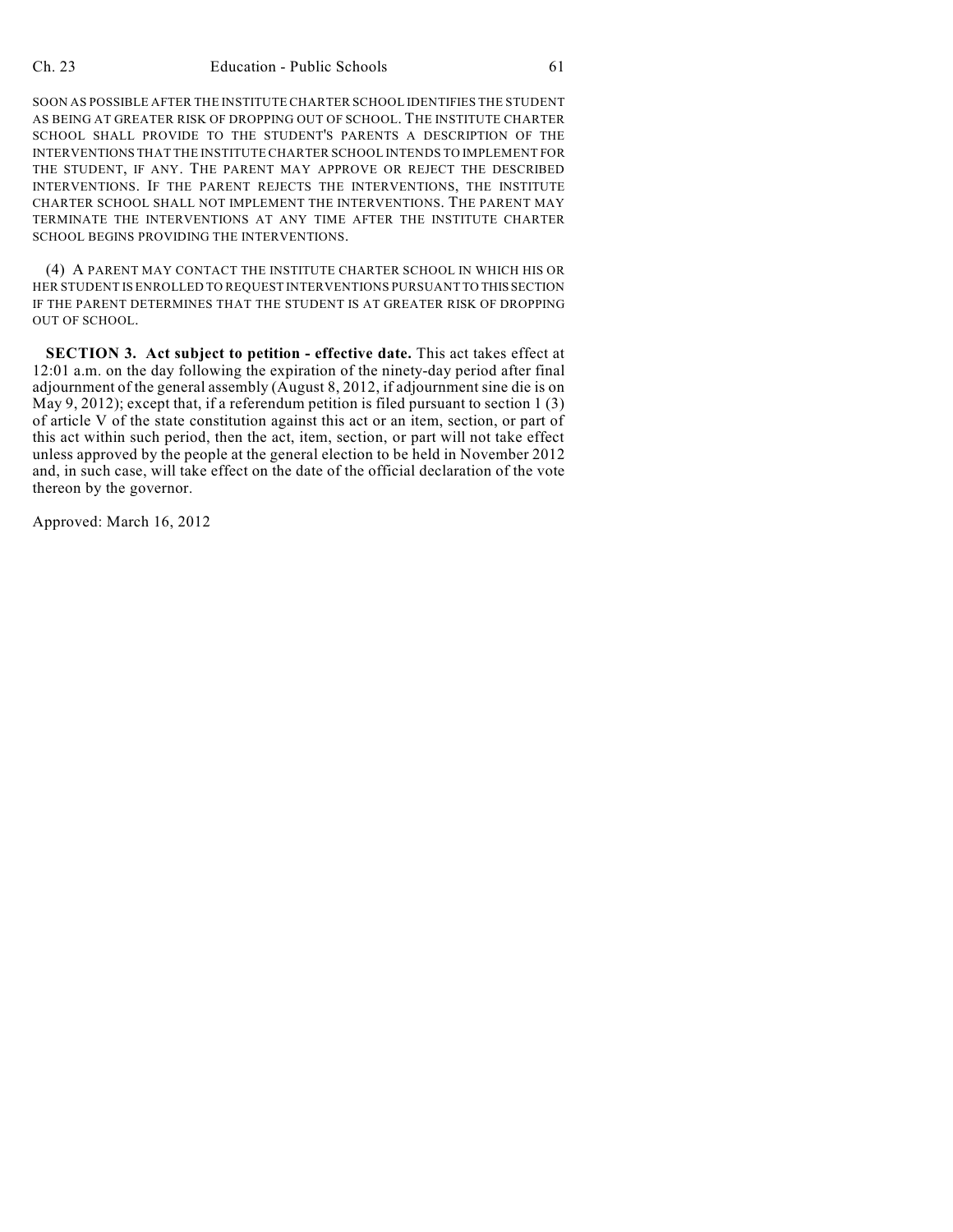SOON AS POSSIBLE AFTER THE INSTITUTE CHARTER SCHOOL IDENTIFIES THE STUDENT AS BEING AT GREATER RISK OF DROPPING OUT OF SCHOOL. THE INSTITUTE CHARTER SCHOOL SHALL PROVIDE TO THE STUDENT'S PARENTS A DESCRIPTION OF THE INTERVENTIONS THAT THE INSTITUTE CHARTER SCHOOL INTENDS TO IMPLEMENT FOR THE STUDENT, IF ANY. THE PARENT MAY APPROVE OR REJECT THE DESCRIBED INTERVENTIONS. IF THE PARENT REJECTS THE INTERVENTIONS, THE INSTITUTE CHARTER SCHOOL SHALL NOT IMPLEMENT THE INTERVENTIONS. THE PARENT MAY TERMINATE THE INTERVENTIONS AT ANY TIME AFTER THE INSTITUTE CHARTER SCHOOL BEGINS PROVIDING THE INTERVENTIONS.

(4) A PARENT MAY CONTACT THE INSTITUTE CHARTER SCHOOL IN WHICH HIS OR HER STUDENT IS ENROLLED TO REQUEST INTERVENTIONS PURSUANT TO THIS SECTION IF THE PARENT DETERMINES THAT THE STUDENT IS AT GREATER RISK OF DROPPING OUT OF SCHOOL.

**SECTION 3. Act subject to petition - effective date.** This act takes effect at 12:01 a.m. on the day following the expiration of the ninety-day period after final adjournment of the general assembly (August 8, 2012, if adjournment sine die is on May 9, 2012); except that, if a referendum petition is filed pursuant to section 1 (3) of article V of the state constitution against this act or an item, section, or part of this act within such period, then the act, item, section, or part will not take effect unless approved by the people at the general election to be held in November 2012 and, in such case, will take effect on the date of the official declaration of the vote thereon by the governor.

Approved: March 16, 2012